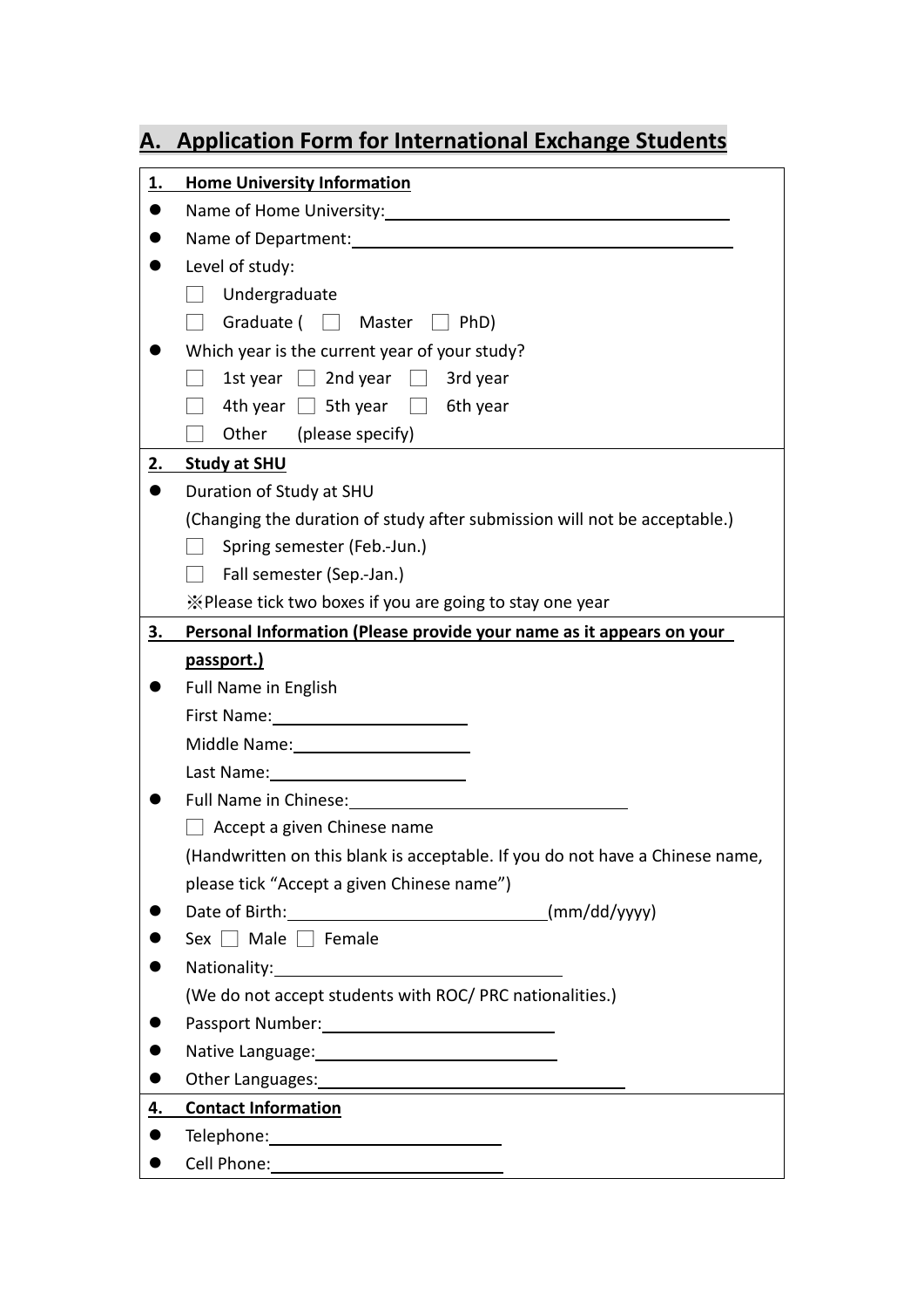## A. Application Form for International Exchange Students

**1. Home University Information**

- Name of Home University: ____________________
- Name of Department: ____________________
- Level of study:
  - ☐ Undergraduate
  - ☐ Graduate ( ☐ Master ☐ PhD)
- Which year is the current year of your study?
  - ☐ 1st year ☐ 2nd year ☐ 3rd year
  - ☐ 4th year ☐ 5th year ☐ 6th year
  - ☐ Other (please specify)

**2. Study at SHU**

- Duration of Study at SHU
  (Changing the duration of study after submission will not be acceptable.)
  - ☐ Spring semester (Feb.-Jun.)
  - ☐ Fall semester (Sep.-Jan.)

  ※Please tick two boxes if you are going to stay one year

**3. Personal Information (Please provide your name as it appears on your passport.)**

- Full Name in English
  First Name: ____________________
  Middle Name: ____________________
  Last Name: ____________________
- Full Name in Chinese: ____________________
  ☐ Accept a given Chinese name
  (Handwritten on this blank is acceptable. If you do not have a Chinese name, please tick "Accept a given Chinese name")
- Date of Birth: ____________________(mm/dd/yyyy)
- Sex ☐ Male ☐ Female
- Nationality: ____________________
  (We do not accept students with ROC/ PRC nationalities.)
- Passport Number: ____________________
- Native Language: ____________________
- Other Languages: ____________________

**4. Contact Information**

- Telephone: ____________________
- Cell Phone: ____________________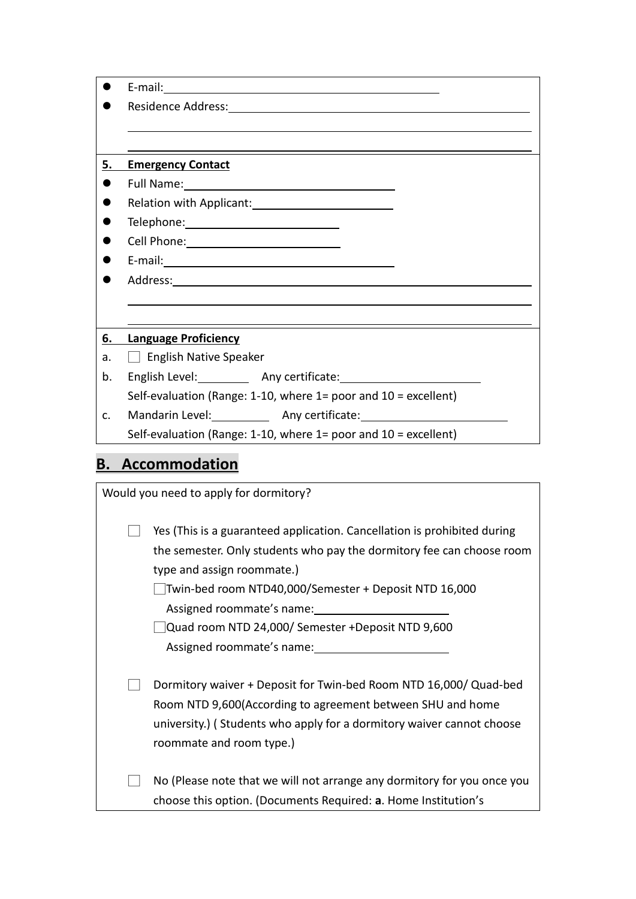- E-mail: \_\_\_\_\_\_\_\_\_\_\_\_\_\_\_\_\_\_\_\_\_\_\_\_\_\_\_\_\_\_
- Residence Address: \_\_\_\_\_\_\_\_\_\_\_\_\_\_\_\_\_\_\_\_\_\_\_\_\_\_\_\_\_\_

**5. Emergency Contact**

- Full Name: \_\_\_\_\_\_\_\_\_\_\_\_\_\_\_\_\_\_\_\_\_\_\_\_
- Relation with Applicant: \_\_\_\_\_\_\_\_\_\_\_\_\_\_\_\_\_\_\_\_
- Telephone: \_\_\_\_\_\_\_\_\_\_\_\_\_\_\_\_\_\_\_\_
- Cell Phone: \_\_\_\_\_\_\_\_\_\_\_\_\_\_\_\_\_\_\_\_
- E-mail: \_\_\_\_\_\_\_\_\_\_\_\_\_\_\_\_\_\_\_\_\_\_\_\_
- Address: \_\_\_\_\_\_\_\_\_\_\_\_\_\_\_\_\_\_\_\_\_\_\_\_\_\_\_\_\_\_

**6. Language Proficiency**

a. ☐ English Native Speaker

b. English Level: \_\_\_\_\_\_ Any certificate: \_\_\_\_\_\_\_\_\_\_\_\_\_\_\_\_
   Self-evaluation (Range: 1-10, where 1= poor and 10 = excellent)

c. Mandarin Level: \_\_\_\_\_\_ Any certificate: \_\_\_\_\_\_\_\_\_\_\_\_\_\_\_\_
   Self-evaluation (Range: 1-10, where 1= poor and 10 = excellent)

## B. Accommodation

Would you need to apply for dormitory?

☐ Yes (This is a guaranteed application. Cancellation is prohibited during the semester. Only students who pay the dormitory fee can choose room type and assign roommate.)

  ☐Twin-bed room NTD40,000/Semester + Deposit NTD 16,000
    Assigned roommate's name: \_\_\_\_\_\_\_\_\_\_\_\_\_\_\_\_

  ☐Quad room NTD 24,000/ Semester +Deposit NTD 9,600
    Assigned roommate's name: \_\_\_\_\_\_\_\_\_\_\_\_\_\_\_\_

☐ Dormitory waiver + Deposit for Twin-bed Room NTD 16,000/ Quad-bed Room NTD 9,600(According to agreement between SHU and home university.) ( Students who apply for a dormitory waiver cannot choose roommate and room type.)

☐ No (Please note that we will not arrange any dormitory for you once you choose this option. (Documents Required: **a**. Home Institution's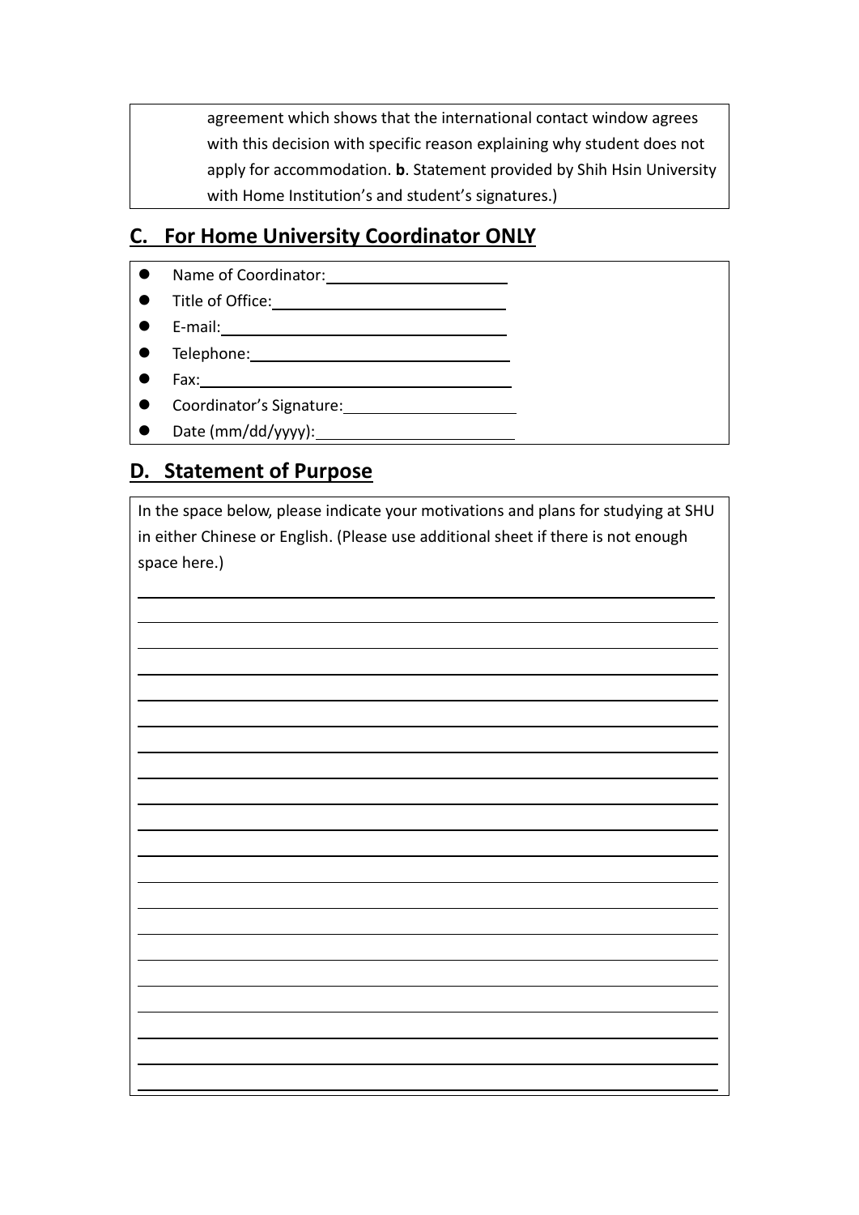agreement which shows that the international contact window agrees with this decision with specific reason explaining why student does not apply for accommodation. **b**. Statement provided by Shih Hsin University with Home Institution's and student's signatures.)

## C. For Home University Coordinator ONLY

- Name of Coordinator: ____________________
- Title of Office: ____________________
- E-mail: ____________________
- Telephone: ____________________
- Fax: ____________________
- Coordinator's Signature: ____________________
- Date (mm/dd/yyyy): ____________________

## D. Statement of Purpose

In the space below, please indicate your motivations and plans for studying at SHU in either Chinese or English. (Please use additional sheet if there is not enough space here.)

____________________________________________________________

____________________________________________________________

____________________________________________________________

____________________________________________________________

____________________________________________________________

____________________________________________________________

____________________________________________________________

____________________________________________________________

____________________________________________________________

____________________________________________________________

____________________________________________________________

____________________________________________________________

____________________________________________________________

____________________________________________________________

____________________________________________________________

____________________________________________________________

____________________________________________________________

____________________________________________________________

____________________________________________________________

____________________________________________________________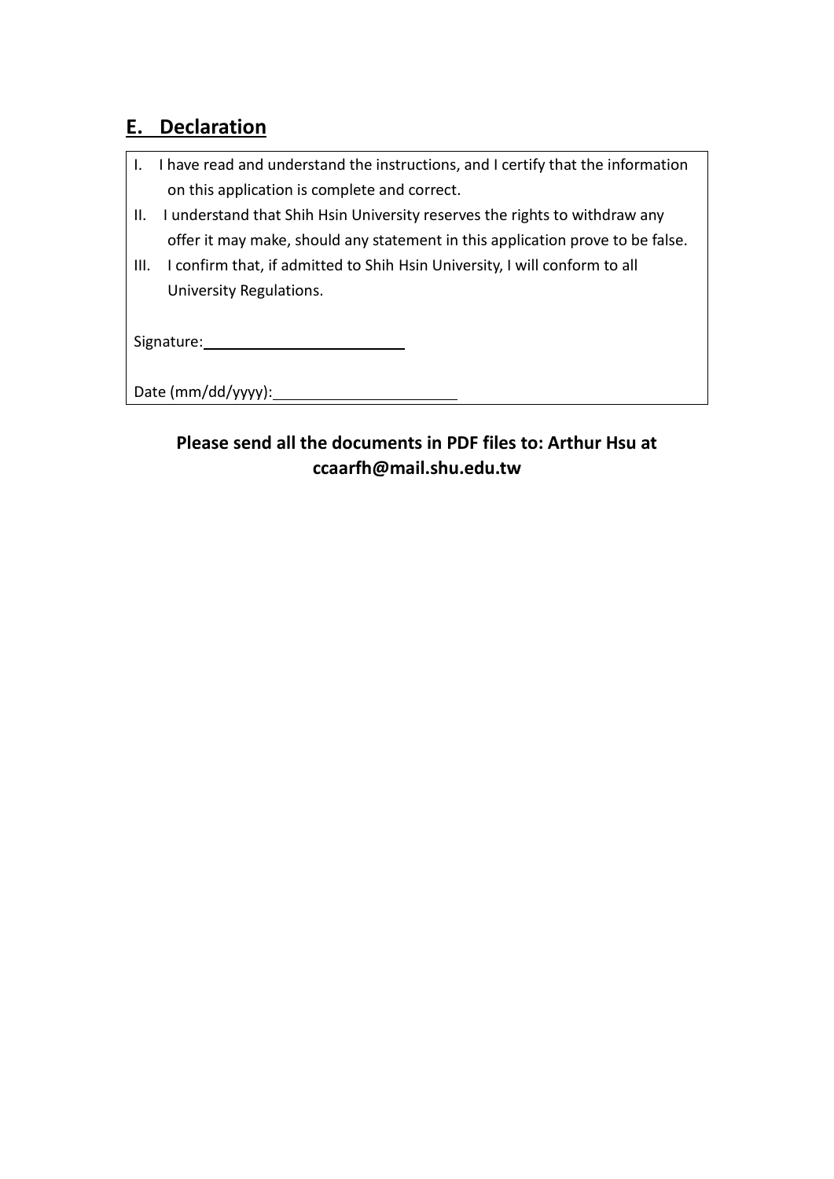## E. Declaration

I. I have read and understand the instructions, and I certify that the information on this application is complete and correct.

II. I understand that Shih Hsin University reserves the rights to withdraw any offer it may make, should any statement in this application prove to be false.

III. I confirm that, if admitted to Shih Hsin University, I will conform to all University Regulations.

Signature:________________________

Date (mm/dd/yyyy):______________________

**Please send all the documents in PDF files to: Arthur Hsu at ccaarfh@mail.shu.edu.tw**